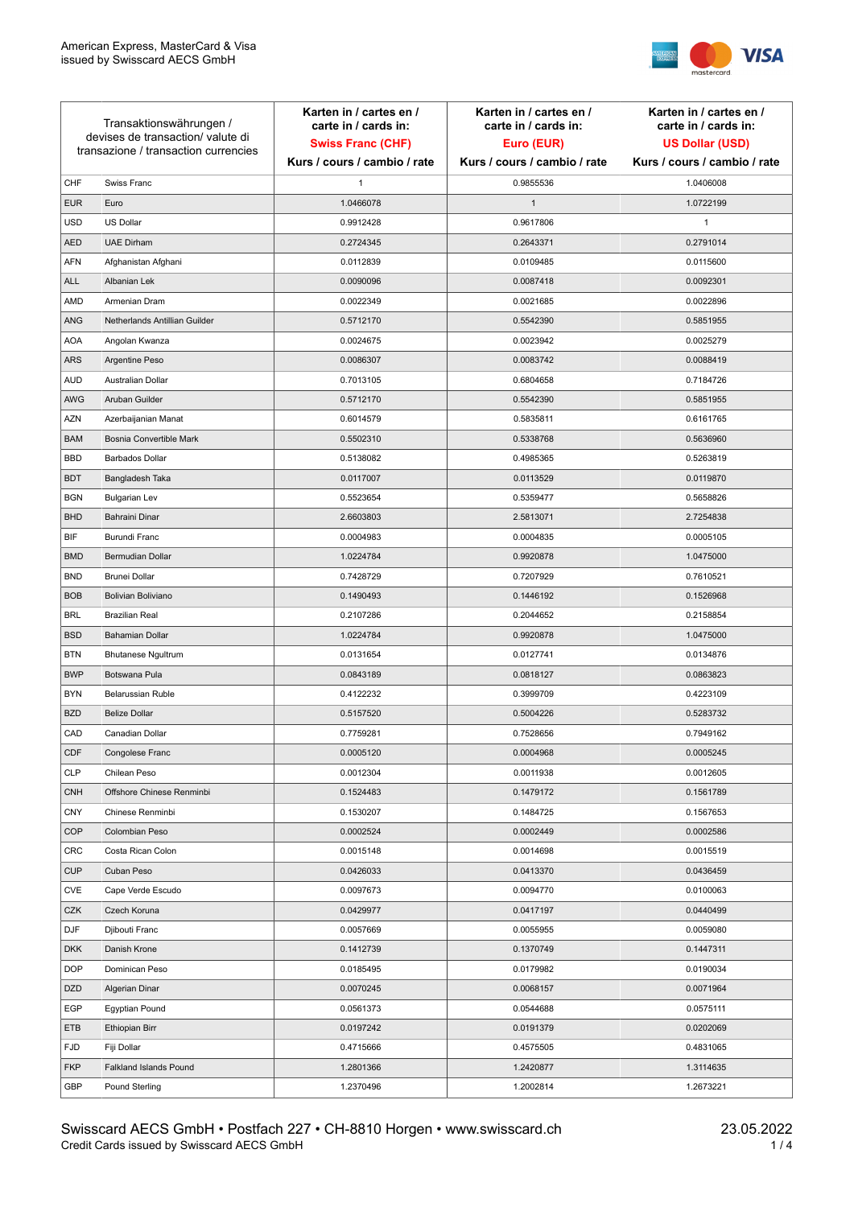American Express, MasterCard & Visa
issued by Swisscard AECS GmbH

| Transaktionswährungen / devises de transaction/ valute di transazione / transaction currencies | | Karten in / cartes en / carte in / cards in: **Swiss Franc (CHF)** Kurs / cours / cambio / rate | Karten in / cartes en / carte in / cards in: **Euro (EUR)** Kurs / cours / cambio / rate | Karten in / cartes en / carte in / cards in: **US Dollar (USD)** Kurs / cours / cambio / rate |
|---|---|---|---|---|
| CHF | Swiss Franc | 1 | 0.9855536 | 1.0406008 |
| EUR | Euro | 1.0466078 | 1 | 1.0722199 |
| USD | US Dollar | 0.9912428 | 0.9617806 | 1 |
| AED | UAE Dirham | 0.2724345 | 0.2643371 | 0.2791014 |
| AFN | Afghanistan Afghani | 0.0112839 | 0.0109485 | 0.0115600 |
| ALL | Albanian Lek | 0.0090096 | 0.0087418 | 0.0092301 |
| AMD | Armenian Dram | 0.0022349 | 0.0021685 | 0.0022896 |
| ANG | Netherlands Antillian Guilder | 0.5712170 | 0.5542390 | 0.5851955 |
| AOA | Angolan Kwanza | 0.0024675 | 0.0023942 | 0.0025279 |
| ARS | Argentine Peso | 0.0086307 | 0.0083742 | 0.0088419 |
| AUD | Australian Dollar | 0.7013105 | 0.6804658 | 0.7184726 |
| AWG | Aruban Guilder | 0.5712170 | 0.5542390 | 0.5851955 |
| AZN | Azerbaijanian Manat | 0.6014579 | 0.5835811 | 0.6161765 |
| BAM | Bosnia Convertible Mark | 0.5502310 | 0.5338768 | 0.5636960 |
| BBD | Barbados Dollar | 0.5138082 | 0.4985365 | 0.5263819 |
| BDT | Bangladesh Taka | 0.0117007 | 0.0113529 | 0.0119870 |
| BGN | Bulgarian Lev | 0.5523654 | 0.5359477 | 0.5658826 |
| BHD | Bahraini Dinar | 2.6603803 | 2.5813071 | 2.7254838 |
| BIF | Burundi Franc | 0.0004983 | 0.0004835 | 0.0005105 |
| BMD | Bermudian Dollar | 1.0224784 | 0.9920878 | 1.0475000 |
| BND | Brunei Dollar | 0.7428729 | 0.7207929 | 0.7610521 |
| BOB | Bolivian Boliviano | 0.1490493 | 0.1446192 | 0.1526968 |
| BRL | Brazilian Real | 0.2107286 | 0.2044652 | 0.2158854 |
| BSD | Bahamian Dollar | 1.0224784 | 0.9920878 | 1.0475000 |
| BTN | Bhutanese Ngultrum | 0.0131654 | 0.0127741 | 0.0134876 |
| BWP | Botswana Pula | 0.0843189 | 0.0818127 | 0.0863823 |
| BYN | Belarussian Ruble | 0.4122232 | 0.3999709 | 0.4223109 |
| BZD | Belize Dollar | 0.5157520 | 0.5004226 | 0.5283732 |
| CAD | Canadian Dollar | 0.7759281 | 0.7528656 | 0.7949162 |
| CDF | Congolese Franc | 0.0005120 | 0.0004968 | 0.0005245 |
| CLP | Chilean Peso | 0.0012304 | 0.0011938 | 0.0012605 |
| CNH | Offshore Chinese Renminbi | 0.1524483 | 0.1479172 | 0.1561789 |
| CNY | Chinese Renminbi | 0.1530207 | 0.1484725 | 0.1567653 |
| COP | Colombian Peso | 0.0002524 | 0.0002449 | 0.0002586 |
| CRC | Costa Rican Colon | 0.0015148 | 0.0014698 | 0.0015519 |
| CUP | Cuban Peso | 0.0426033 | 0.0413370 | 0.0436459 |
| CVE | Cape Verde Escudo | 0.0097673 | 0.0094770 | 0.0100063 |
| CZK | Czech Koruna | 0.0429977 | 0.0417197 | 0.0440499 |
| DJF | Djibouti Franc | 0.0057669 | 0.0055955 | 0.0059080 |
| DKK | Danish Krone | 0.1412739 | 0.1370749 | 0.1447311 |
| DOP | Dominican Peso | 0.0185495 | 0.0179982 | 0.0190034 |
| DZD | Algerian Dinar | 0.0070245 | 0.0068157 | 0.0071964 |
| EGP | Egyptian Pound | 0.0561373 | 0.0544688 | 0.0575111 |
| ETB | Ethiopian Birr | 0.0197242 | 0.0191379 | 0.0202069 |
| FJD | Fiji Dollar | 0.4715666 | 0.4575505 | 0.4831065 |
| FKP | Falkland Islands Pound | 1.2801366 | 1.2420877 | 1.3114635 |
| GBP | Pound Sterling | 1.2370496 | 1.2002814 | 1.2673221 |

Swisscard AECS GmbH • Postfach 227 • CH-8810 Horgen • www.swisscard.ch
Credit Cards issued by Swisscard AECS GmbH

23.05.2022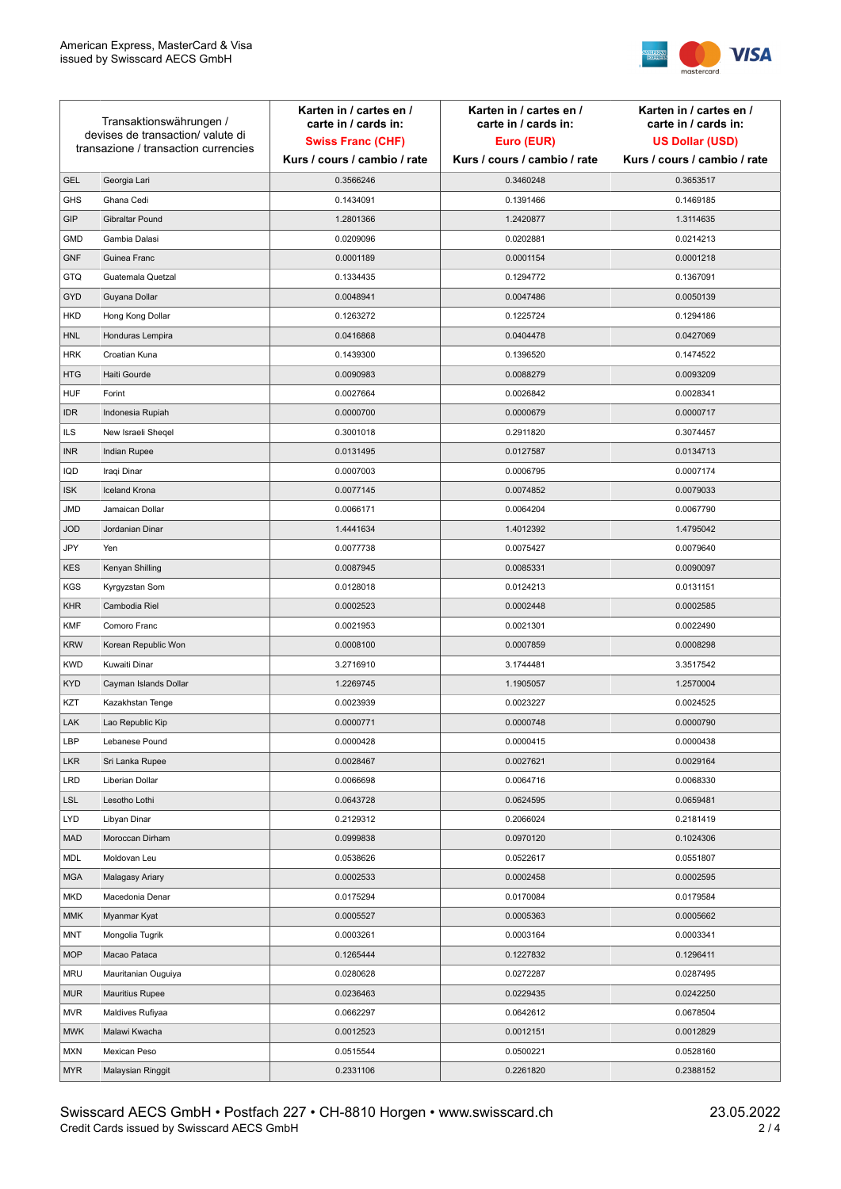| Transaktionswährungen / devises de transaction/ valute di transazione / transaction currencies | | Karten in / cartes en / carte in / cards in: Swiss Franc (CHF) Kurs / cours / cambio / rate | Karten in / cartes en / carte in / cards in: Euro (EUR) Kurs / cours / cambio / rate | Karten in / cartes en / carte in / cards in: US Dollar (USD) Kurs / cours / cambio / rate |
|---|---|---|---|---|
| GEL | Georgia Lari | 0.3566246 | 0.3460248 | 0.3653517 |
| GHS | Ghana Cedi | 0.1434091 | 0.1391466 | 0.1469185 |
| GIP | Gibraltar Pound | 1.2801366 | 1.2420877 | 1.3114635 |
| GMD | Gambia Dalasi | 0.0209096 | 0.0202881 | 0.0214213 |
| GNF | Guinea Franc | 0.0001189 | 0.0001154 | 0.0001218 |
| GTQ | Guatemala Quetzal | 0.1334435 | 0.1294772 | 0.1367091 |
| GYD | Guyana Dollar | 0.0048941 | 0.0047486 | 0.0050139 |
| HKD | Hong Kong Dollar | 0.1263272 | 0.1225724 | 0.1294186 |
| HNL | Honduras Lempira | 0.0416868 | 0.0404478 | 0.0427069 |
| HRK | Croatian Kuna | 0.1439300 | 0.1396520 | 0.1474522 |
| HTG | Haiti Gourde | 0.0090983 | 0.0088279 | 0.0093209 |
| HUF | Forint | 0.0027664 | 0.0026842 | 0.0028341 |
| IDR | Indonesia Rupiah | 0.0000700 | 0.0000679 | 0.0000717 |
| ILS | New Israeli Sheqel | 0.3001018 | 0.2911820 | 0.3074457 |
| INR | Indian Rupee | 0.0131495 | 0.0127587 | 0.0134713 |
| IQD | Iraqi Dinar | 0.0007003 | 0.0006795 | 0.0007174 |
| ISK | Iceland Krona | 0.0077145 | 0.0074852 | 0.0079033 |
| JMD | Jamaican Dollar | 0.0066171 | 0.0064204 | 0.0067790 |
| JOD | Jordanian Dinar | 1.4441634 | 1.4012392 | 1.4795042 |
| JPY | Yen | 0.0077738 | 0.0075427 | 0.0079640 |
| KES | Kenyan Shilling | 0.0087945 | 0.0085331 | 0.0090097 |
| KGS | Kyrgyzstan Som | 0.0128018 | 0.0124213 | 0.0131151 |
| KHR | Cambodia Riel | 0.0002523 | 0.0002448 | 0.0002585 |
| KMF | Comoro Franc | 0.0021953 | 0.0021301 | 0.0022490 |
| KRW | Korean Republic Won | 0.0008100 | 0.0007859 | 0.0008298 |
| KWD | Kuwaiti Dinar | 3.2716910 | 3.1744481 | 3.3517542 |
| KYD | Cayman Islands Dollar | 1.2269745 | 1.1905057 | 1.2570004 |
| KZT | Kazakhstan Tenge | 0.0023939 | 0.0023227 | 0.0024525 |
| LAK | Lao Republic Kip | 0.0000771 | 0.0000748 | 0.0000790 |
| LBP | Lebanese Pound | 0.0000428 | 0.0000415 | 0.0000438 |
| LKR | Sri Lanka Rupee | 0.0028467 | 0.0027621 | 0.0029164 |
| LRD | Liberian Dollar | 0.0066698 | 0.0064716 | 0.0068330 |
| LSL | Lesotho Lothi | 0.0643728 | 0.0624595 | 0.0659481 |
| LYD | Libyan Dinar | 0.2129312 | 0.2066024 | 0.2181419 |
| MAD | Moroccan Dirham | 0.0999838 | 0.0970120 | 0.1024306 |
| MDL | Moldovan Leu | 0.0538626 | 0.0522617 | 0.0551807 |
| MGA | Malagasy Ariary | 0.0002533 | 0.0002458 | 0.0002595 |
| MKD | Macedonia Denar | 0.0175294 | 0.0170084 | 0.0179584 |
| MMK | Myanmar Kyat | 0.0005527 | 0.0005363 | 0.0005662 |
| MNT | Mongolia Tugrik | 0.0003261 | 0.0003164 | 0.0003341 |
| MOP | Macao Pataca | 0.1265444 | 0.1227832 | 0.1296411 |
| MRU | Mauritanian Ouguiya | 0.0280628 | 0.0272287 | 0.0287495 |
| MUR | Mauritius Rupee | 0.0236463 | 0.0229435 | 0.0242250 |
| MVR | Maldives Rufiyaa | 0.0662297 | 0.0642612 | 0.0678504 |
| MWK | Malawi Kwacha | 0.0012523 | 0.0012151 | 0.0012829 |
| MXN | Mexican Peso | 0.0515544 | 0.0500221 | 0.0528160 |
| MYR | Malaysian Ringgit | 0.2331106 | 0.2261820 | 0.2388152 |

Swisscard AECS GmbH • Postfach 227 • CH-8810 Horgen • www.swisscard.ch
Credit Cards issued by Swisscard AECS GmbH

23.05.2022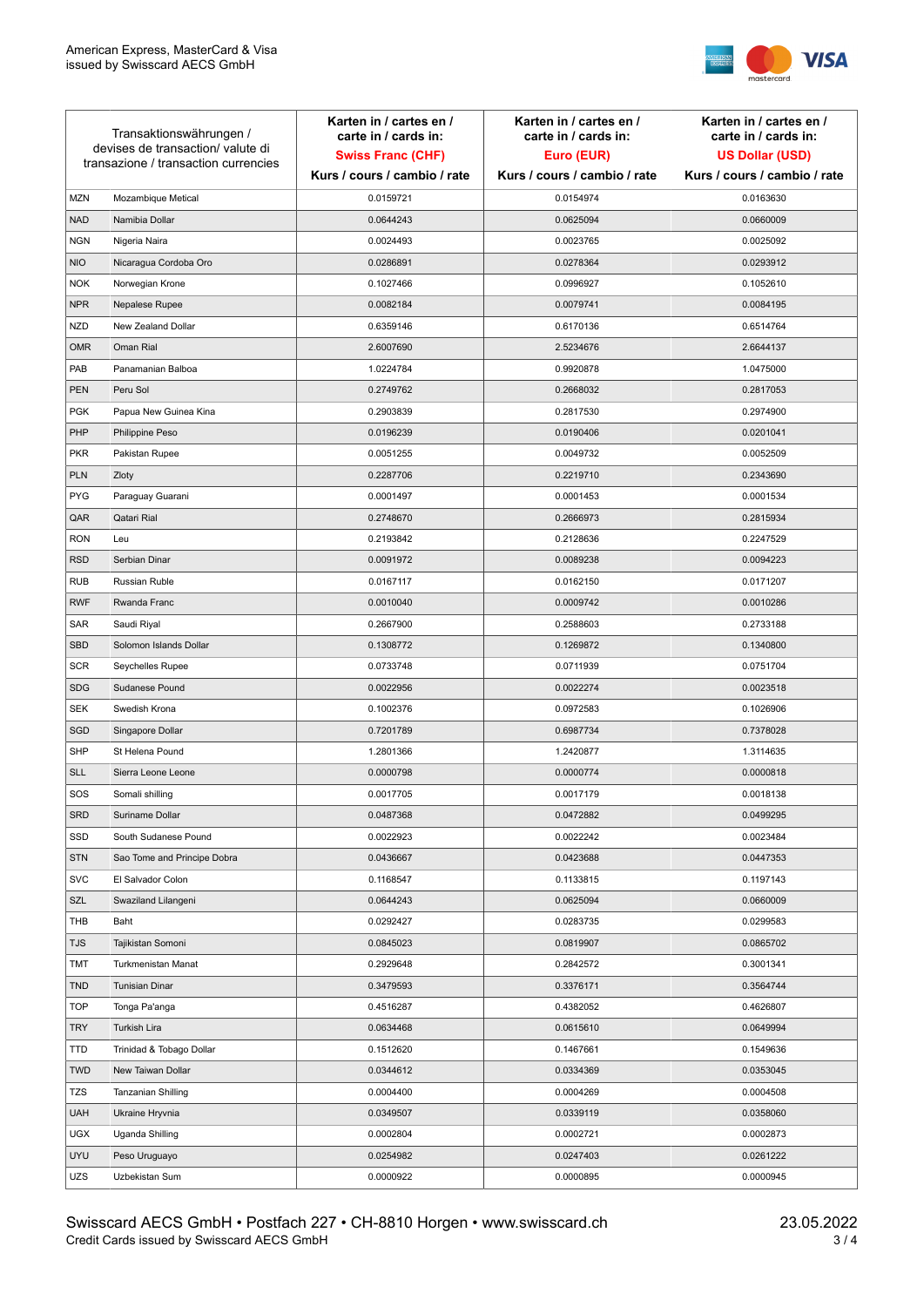| Transaktionswährungen / devises de transaction/ valute di transazione / transaction currencies | | Karten in / cartes en / carte in / cards in: **Swiss Franc (CHF)** Kurs / cours / cambio / rate | Karten in / cartes en / carte in / cards in: **Euro (EUR)** Kurs / cours / cambio / rate | Karten in / cartes en / carte in / cards in: **US Dollar (USD)** Kurs / cours / cambio / rate |
|---|---|---|---|---|
| MZN | Mozambique Metical | 0.0159721 | 0.0154974 | 0.0163630 |
| NAD | Namibia Dollar | 0.0644243 | 0.0625094 | 0.0660009 |
| NGN | Nigeria Naira | 0.0024493 | 0.0023765 | 0.0025092 |
| NIO | Nicaragua Cordoba Oro | 0.0286891 | 0.0278364 | 0.0293912 |
| NOK | Norwegian Krone | 0.1027466 | 0.0996927 | 0.1052610 |
| NPR | Nepalese Rupee | 0.0082184 | 0.0079741 | 0.0084195 |
| NZD | New Zealand Dollar | 0.6359146 | 0.6170136 | 0.6514764 |
| OMR | Oman Rial | 2.6007690 | 2.5234676 | 2.6644137 |
| PAB | Panamanian Balboa | 1.0224784 | 0.9920878 | 1.0475000 |
| PEN | Peru Sol | 0.2749762 | 0.2668032 | 0.2817053 |
| PGK | Papua New Guinea Kina | 0.2903839 | 0.2817530 | 0.2974900 |
| PHP | Philippine Peso | 0.0196239 | 0.0190406 | 0.0201041 |
| PKR | Pakistan Rupee | 0.0051255 | 0.0049732 | 0.0052509 |
| PLN | Zloty | 0.2287706 | 0.2219710 | 0.2343690 |
| PYG | Paraguay Guarani | 0.0001497 | 0.0001453 | 0.0001534 |
| QAR | Qatari Rial | 0.2748670 | 0.2666973 | 0.2815934 |
| RON | Leu | 0.2193842 | 0.2128636 | 0.2247529 |
| RSD | Serbian Dinar | 0.0091972 | 0.0089238 | 0.0094223 |
| RUB | Russian Ruble | 0.0167117 | 0.0162150 | 0.0171207 |
| RWF | Rwanda Franc | 0.0010040 | 0.0009742 | 0.0010286 |
| SAR | Saudi Riyal | 0.2667900 | 0.2588603 | 0.2733188 |
| SBD | Solomon Islands Dollar | 0.1308772 | 0.1269872 | 0.1340800 |
| SCR | Seychelles Rupee | 0.0733748 | 0.0711939 | 0.0751704 |
| SDG | Sudanese Pound | 0.0022956 | 0.0022274 | 0.0023518 |
| SEK | Swedish Krona | 0.1002376 | 0.0972583 | 0.1026906 |
| SGD | Singapore Dollar | 0.7201789 | 0.6987734 | 0.7378028 |
| SHP | St Helena Pound | 1.2801366 | 1.2420877 | 1.3114635 |
| SLL | Sierra Leone Leone | 0.0000798 | 0.0000774 | 0.0000818 |
| SOS | Somali shilling | 0.0017705 | 0.0017179 | 0.0018138 |
| SRD | Suriname Dollar | 0.0487368 | 0.0472882 | 0.0499295 |
| SSD | South Sudanese Pound | 0.0022923 | 0.0022242 | 0.0023484 |
| STN | Sao Tome and Principe Dobra | 0.0436667 | 0.0423688 | 0.0447353 |
| SVC | El Salvador Colon | 0.1168547 | 0.1133815 | 0.1197143 |
| SZL | Swaziland Lilangeni | 0.0644243 | 0.0625094 | 0.0660009 |
| THB | Baht | 0.0292427 | 0.0283735 | 0.0299583 |
| TJS | Tajikistan Somoni | 0.0845023 | 0.0819907 | 0.0865702 |
| TMT | Turkmenistan Manat | 0.2929648 | 0.2842572 | 0.3001341 |
| TND | Tunisian Dinar | 0.3479593 | 0.3376171 | 0.3564744 |
| TOP | Tonga Pa'anga | 0.4516287 | 0.4382052 | 0.4626807 |
| TRY | Turkish Lira | 0.0634468 | 0.0615610 | 0.0649994 |
| TTD | Trinidad & Tobago Dollar | 0.1512620 | 0.1467661 | 0.1549636 |
| TWD | New Taiwan Dollar | 0.0344612 | 0.0334369 | 0.0353045 |
| TZS | Tanzanian Shilling | 0.0004400 | 0.0004269 | 0.0004508 |
| UAH | Ukraine Hryvnia | 0.0349507 | 0.0339119 | 0.0358060 |
| UGX | Uganda Shilling | 0.0002804 | 0.0002721 | 0.0002873 |
| UYU | Peso Uruguayo | 0.0254982 | 0.0247403 | 0.0261222 |
| UZS | Uzbekistan Sum | 0.0000922 | 0.0000895 | 0.0000945 |

Swisscard AECS GmbH • Postfach 227 • CH-8810 Horgen • www.swisscard.ch
Credit Cards issued by Swisscard AECS GmbH

23.05.2022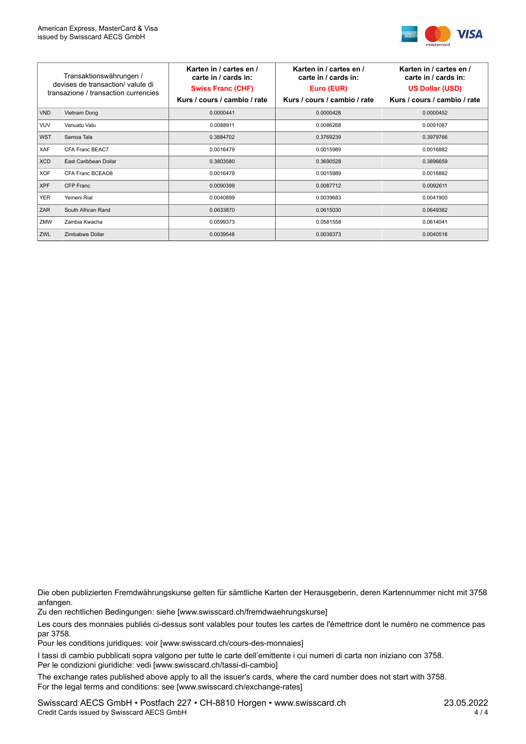| Transaktionswährungen / devises de transaction/ valute di transazione / transaction currencies | | Karten in / cartes en / carte in / cards in: **Swiss Franc (CHF)** Kurs / cours / cambio / rate | Karten in / cartes en / carte in / cards in: **Euro (EUR)** Kurs / cours / cambio / rate | Karten in / cartes en / carte in / cards in: **US Dollar (USD)** Kurs / cours / cambio / rate |
|---|---|---|---|---|
| VND | Vietnam Dong | 0.0000441 | 0.0000428 | 0.0000452 |
| VUV | Vanuatu Vatu | 0.0088911 | 0.0086268 | 0.0091087 |
| WST | Samoa Tala | 0.3884702 | 0.3769239 | 0.3979766 |
| XAF | CFA Franc BEAC7 | 0.0016479 | 0.0015989 | 0.0016882 |
| XCD | East Caribbean Dollar | 0.3803580 | 0.3690528 | 0.3896659 |
| XOF | CFA Franc BCEAO8 | 0.0016479 | 0.0015989 | 0.0016882 |
| XPF | CFP Franc | 0.0090399 | 0.0087712 | 0.0092611 |
| YER | Yemeni Rial | 0.0040899 | 0.0039683 | 0.0041900 |
| ZAR | South African Rand | 0.0633870 | 0.0615030 | 0.0649382 |
| ZMW | Zambia Kwacha | 0.0599373 | 0.0581558 | 0.0614041 |
| ZWL | Zimbabwe Dollar | 0.0039548 | 0.0038373 | 0.0040516 |

Die oben publizierten Fremdwährungskurse gelten für sämtliche Karten der Herausgeberin, deren Kartennummer nicht mit 3758 anfangen.
Zu den rechtlichen Bedingungen: siehe [www.swisscard.ch/fremdwaehrungskurse]

Les cours des monnaies publiés ci-dessus sont valables pour toutes les cartes de l'émettrice dont le numéro ne commence pas par 3758.
Pour les conditions juridiques: voir [www.swisscard.ch/cours-des-monnaies]

I tassi di cambio pubblicati sopra valgono per tutte le carte dell'emittente i cui numeri di carta non iniziano con 3758.
Per le condizioni giuridiche: vedi [www.swisscard.ch/tassi-di-cambio]

The exchange rates published above apply to all the issuer's cards, where the card number does not start with 3758.
For the legal terms and conditions: see [www.swisscard.ch/exchange-rates]

Swisscard AECS GmbH • Postfach 227 • CH-8810 Horgen • www.swisscard.ch
Credit Cards issued by Swisscard AECS GmbH

23.05.2022